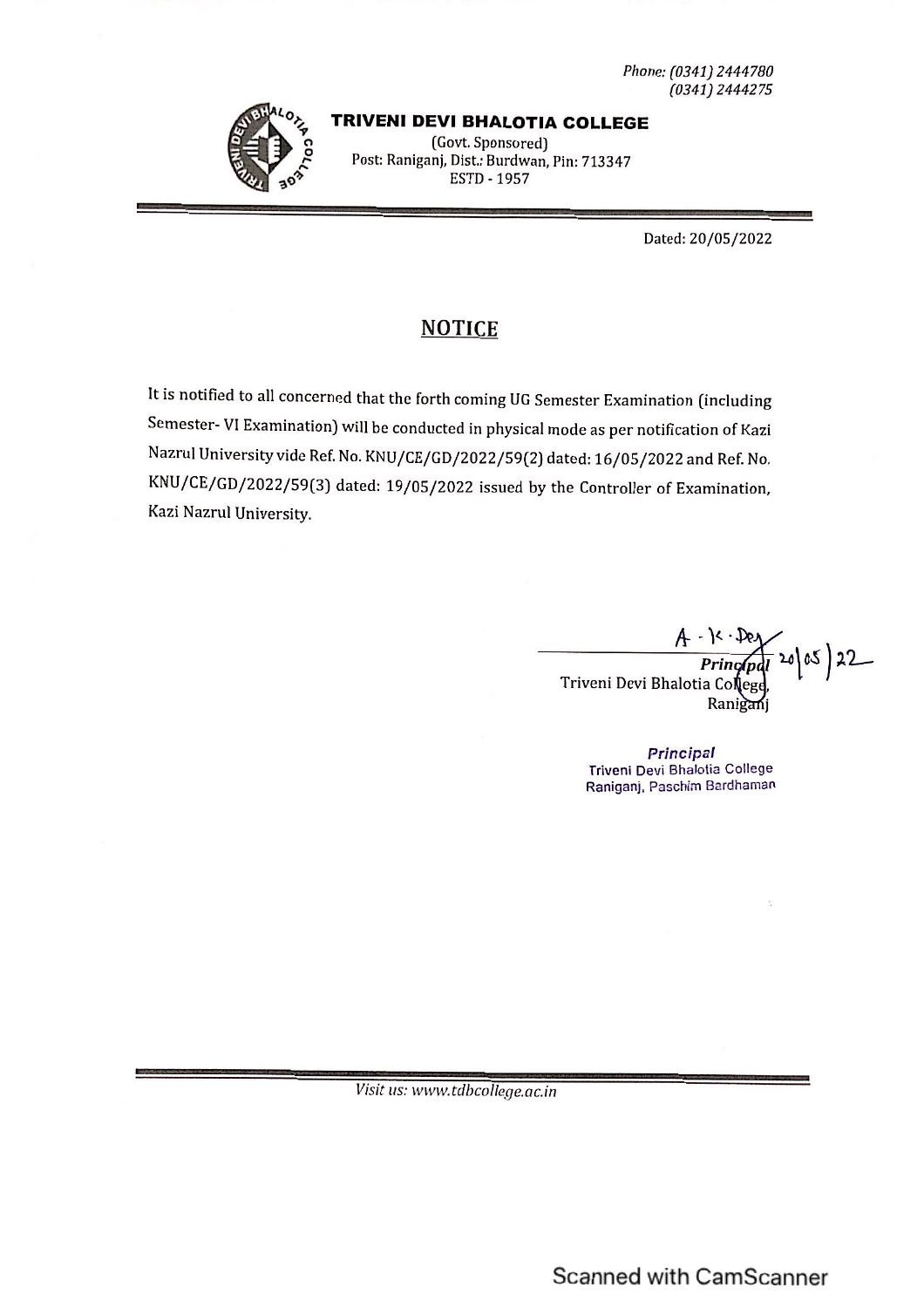Phone: (0341) 2444780
(0341) 2444275

**TRIVENI DEVI BHALOTIA COLLEGE**

(Govt. Sponsored)
Post: Raniganj, Dist.: Burdwan, Pin: 713347
ESTD - 1957

Dated: 20/05/2022

## NOTICE

It is notified to all concerned that the forth coming UG Semester Examination (including Semester- VI Examination) will be conducted in physical mode as per notification of Kazi Nazrul University vide Ref. No. KNU/CE/GD/2022/59(2) dated: 16/05/2022 and Ref. No. KNU/CE/GD/2022/59(3) dated: 19/05/2022 issued by the Controller of Examination, Kazi Nazrul University.

A. K. Dey 20/05/22

**Principal**
Triveni Devi Bhalotia College,
Raniganj

*Principal*
Triveni Devi Bhalotia College
Raniganj, Paschim Bardhaman

*Visit us: www.tdbcollege.ac.in*

Scanned with CamScanner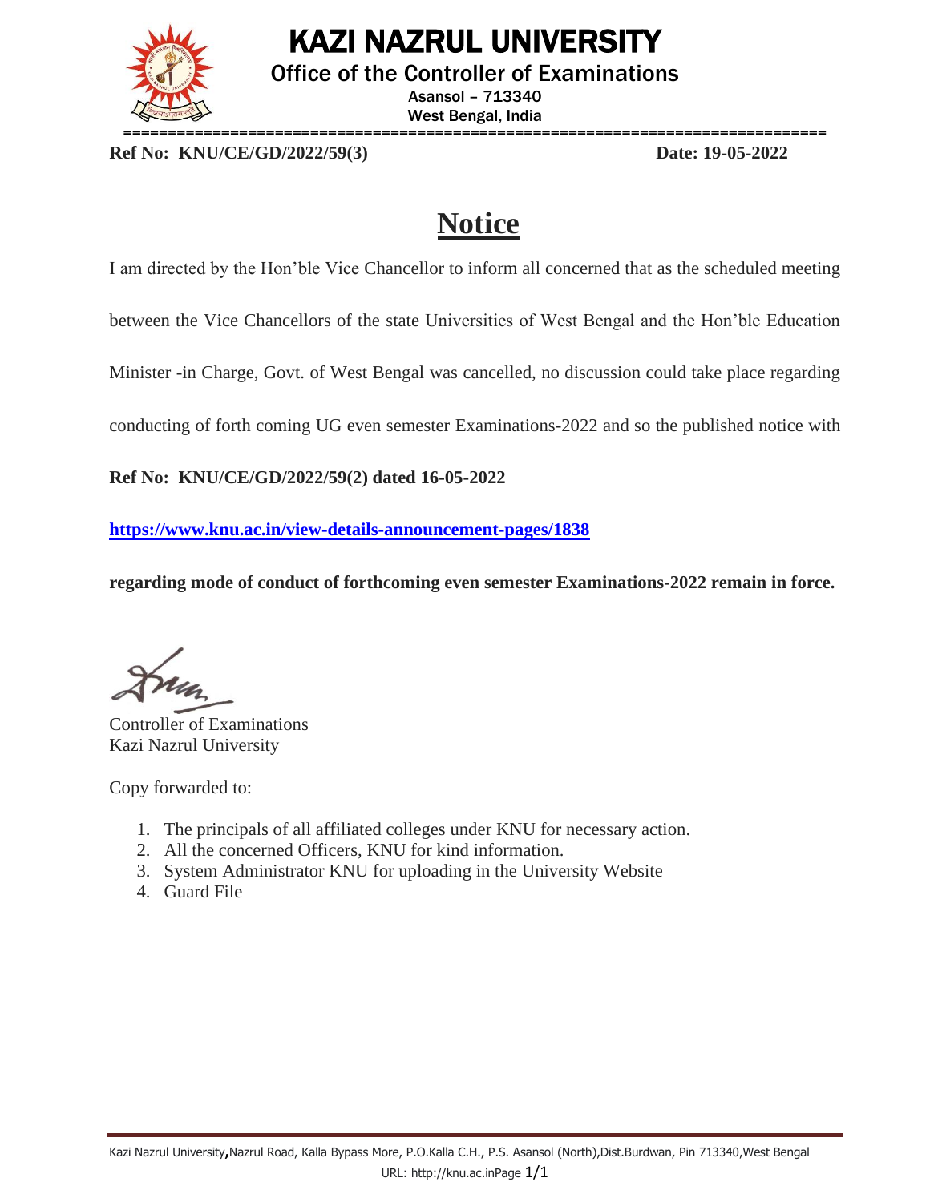# KAZI NAZRUL UNIVERSITY

Office of the Controller of Examinations

Asansol – 713340

West Bengal, India

**Ref No: KNU/CE/GD/2022/59(3)** **Date: 19-05-2022**

## Notice

I am directed by the Hon'ble Vice Chancellor to inform all concerned that as the scheduled meeting between the Vice Chancellors of the state Universities of West Bengal and the Hon'ble Education Minister -in Charge, Govt. of West Bengal was cancelled, no discussion could take place regarding conducting of forth coming UG even semester Examinations-2022 and so the published notice with

**Ref No: KNU/CE/GD/2022/59(2) dated 16-05-2022**

**https://www.knu.ac.in/view-details-announcement-pages/1838**

**regarding mode of conduct of forthcoming even semester Examinations-2022 remain in force.**

Controller of Examinations
Kazi Nazrul University

Copy forwarded to:

1. The principals of all affiliated colleges under KNU for necessary action.
2. All the concerned Officers, KNU for kind information.
3. System Administrator KNU for uploading in the University Website
4. Guard File

Kazi Nazrul University, Nazrul Road, Kalla Bypass More, P.O.Kalla C.H., P.S. Asansol (North), Dist.Burdwan, Pin 713340, West Bengal

URL: http://knu.ac.in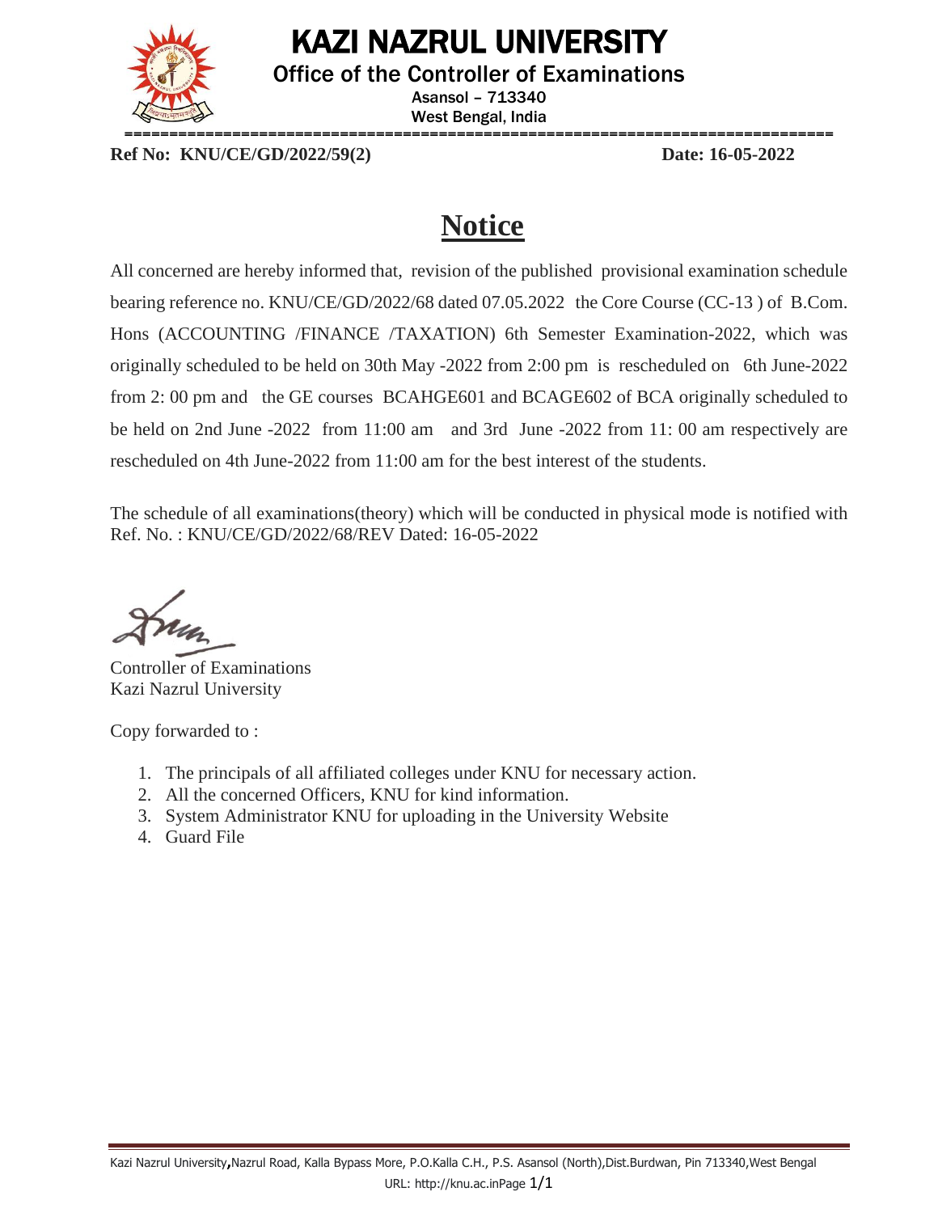# KAZI NAZRUL UNIVERSITY

Office of the Controller of Examinations

Asansol – 713340

West Bengal, India

**Ref No: KNU/CE/GD/2022/59(2)** **Date: 16-05-2022**

## Notice

All concerned are hereby informed that, revision of the published provisional examination schedule bearing reference no. KNU/CE/GD/2022/68 dated 07.05.2022 the Core Course (CC-13 ) of B.Com. Hons (ACCOUNTING /FINANCE /TAXATION) 6th Semester Examination-2022, which was originally scheduled to be held on 30th May -2022 from 2:00 pm is rescheduled on 6th June-2022 from 2: 00 pm and the GE courses BCAHGE601 and BCAGE602 of BCA originally scheduled to be held on 2nd June -2022 from 11:00 am and 3rd June -2022 from 11: 00 am respectively are rescheduled on 4th June-2022 from 11:00 am for the best interest of the students.

The schedule of all examinations(theory) which will be conducted in physical mode is notified with Ref. No. : KNU/CE/GD/2022/68/REV Dated: 16-05-2022

Controller of Examinations
Kazi Nazrul University

Copy forwarded to :

1. The principals of all affiliated colleges under KNU for necessary action.
2. All the concerned Officers, KNU for kind information.
3. System Administrator KNU for uploading in the University Website
4. Guard File

Kazi Nazrul University, Nazrul Road, Kalla Bypass More, P.O.Kalla C.H., P.S. Asansol (North),Dist.Burdwan, Pin 713340,West Bengal

URL: http://knu.ac.in